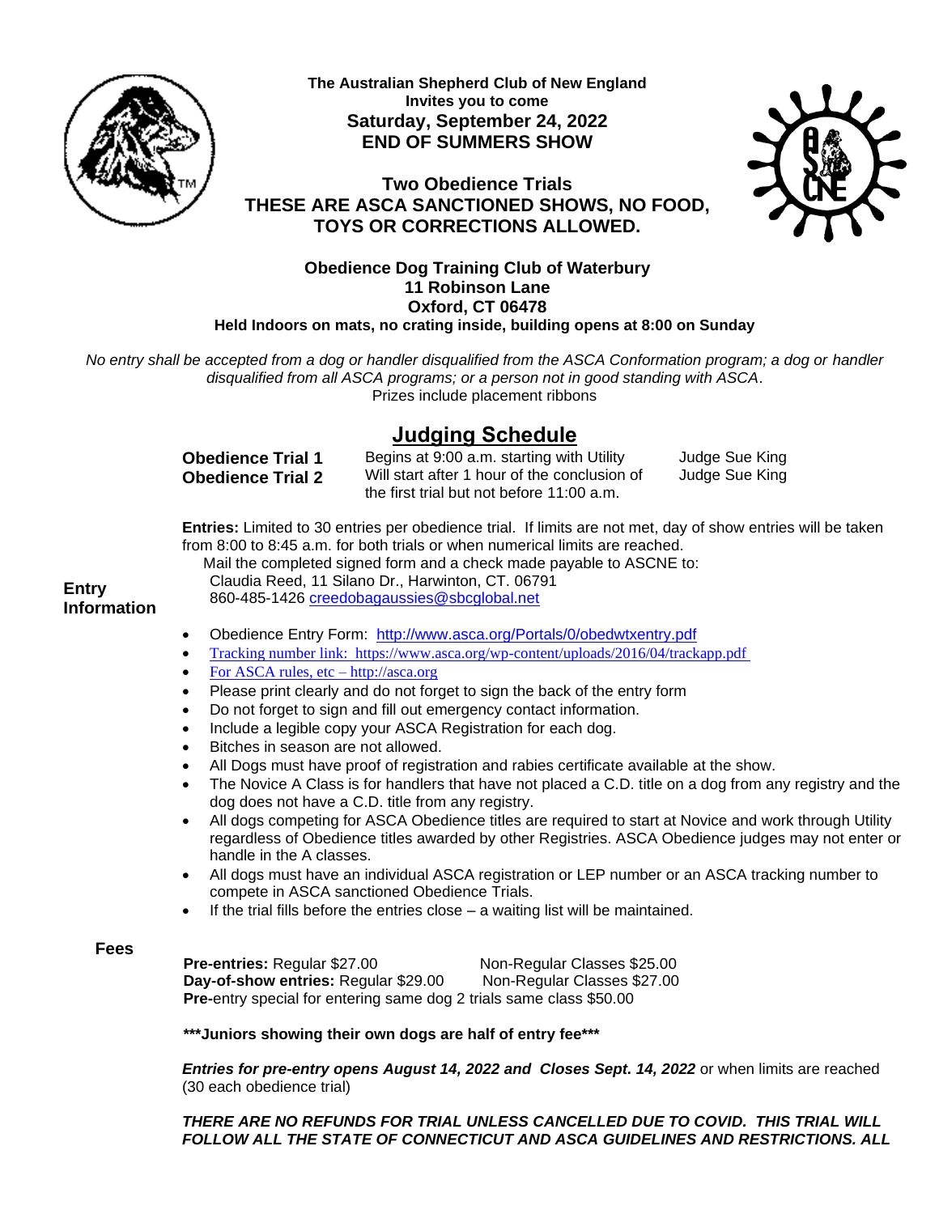**The Australian Shepherd Club of New England**
**Invites you to come**
**Saturday, September 24, 2022**
**END OF SUMMERS SHOW**

**Two Obedience Trials**
**THESE ARE ASCA SANCTIONED SHOWS, NO FOOD, TOYS OR CORRECTIONS ALLOWED.**

**Obedience Dog Training Club of Waterbury**
**11 Robinson Lane**
**Oxford, CT 06478**
**Held Indoors on mats, no crating inside, building opens at 8:00 on Sunday**

*No entry shall be accepted from a dog or handler disqualified from the ASCA Conformation program; a dog or handler disqualified from all ASCA programs; or a person not in good standing with ASCA*.
Prizes include placement ribbons

## Judging Schedule

| | | |
|---|---|---|
| **Obedience Trial 1** | Begins at 9:00 a.m. starting with Utility | Judge Sue King |
| **Obedience Trial 2** | Will start after 1 hour of the conclusion of the first trial but not before 11:00 a.m. | Judge Sue King |

### Entry Information

**Entries:** Limited to 30 entries per obedience trial. If limits are not met, day of show entries will be taken from 8:00 to 8:45 a.m. for both trials or when numerical limits are reached.
Mail the completed signed form and a check made payable to ASCNE to:
Claudia Reed, 11 Silano Dr., Harwinton, CT. 06791
860-485-1426 creedobagaussies@sbcglobal.net

- Obedience Entry Form: http://www.asca.org/Portals/0/obedwtxentry.pdf
- Tracking number link: https://www.asca.org/wp-content/uploads/2016/04/trackapp.pdf
- For ASCA rules, etc – http://asca.org
- Please print clearly and do not forget to sign the back of the entry form
- Do not forget to sign and fill out emergency contact information.
- Include a legible copy your ASCA Registration for each dog.
- Bitches in season are not allowed.
- All Dogs must have proof of registration and rabies certificate available at the show.
- The Novice A Class is for handlers that have not placed a C.D. title on a dog from any registry and the dog does not have a C.D. title from any registry.
- All dogs competing for ASCA Obedience titles are required to start at Novice and work through Utility regardless of Obedience titles awarded by other Registries. ASCA Obedience judges may not enter or handle in the A classes.
- All dogs must have an individual ASCA registration or LEP number or an ASCA tracking number to compete in ASCA sanctioned Obedience Trials.
- If the trial fills before the entries close – a waiting list will be maintained.

### Fees

| | |
|---|---|
| **Pre-entries:** Regular $27.00 | Non-Regular Classes $25.00 |
| **Day-of-show entries:** Regular $29.00 | Non-Regular Classes $27.00 |

**Pre-**entry special for entering same dog 2 trials same class $50.00

**\*\*\*Juniors showing their own dogs are half of entry fee\*\*\***

***Entries for pre-entry opens August 14, 2022 and Closes Sept. 14, 2022*** or when limits are reached (30 each obedience trial)

***THERE ARE NO REFUNDS FOR TRIAL UNLESS CANCELLED DUE TO COVID. THIS TRIAL WILL FOLLOW ALL THE STATE OF CONNECTICUT AND ASCA GUIDELINES AND RESTRICTIONS. ALL***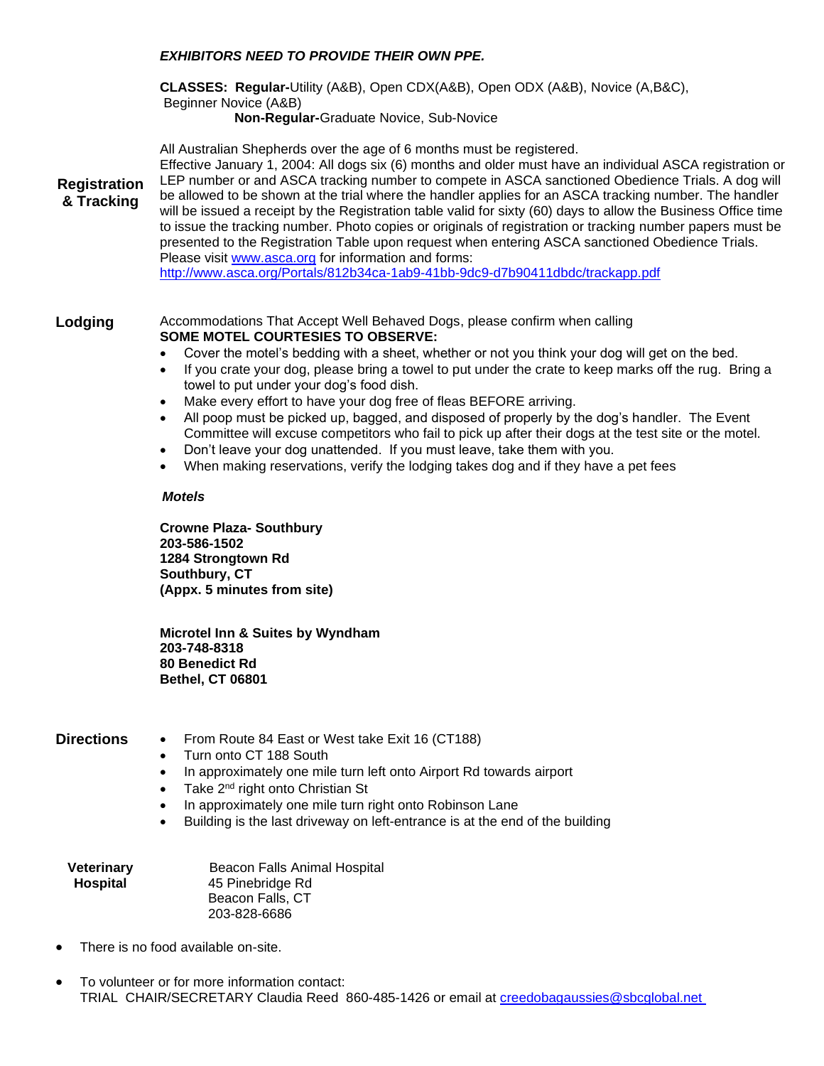***EXHIBITORS NEED TO PROVIDE THEIR OWN PPE.***

**CLASSES:** **Regular-**Utility (A&B), Open CDX(A&B), Open ODX (A&B), Novice (A,B&C), Beginner Novice (A&B)

**Non-Regular-**Graduate Novice, Sub-Novice

## Registration & Tracking

All Australian Shepherds over the age of 6 months must be registered.
Effective January 1, 2004: All dogs six (6) months and older must have an individual ASCA registration or LEP number or and ASCA tracking number to compete in ASCA sanctioned Obedience Trials. A dog will be allowed to be shown at the trial where the handler applies for an ASCA tracking number. The handler will be issued a receipt by the Registration table valid for sixty (60) days to allow the Business Office time to issue the tracking number. Photo copies or originals of registration or tracking number papers must be presented to the Registration Table upon request when entering ASCA sanctioned Obedience Trials. Please visit www.asca.org for information and forms:
http://www.asca.org/Portals/812b34ca-1ab9-41bb-9dc9-d7b90411dbdc/trackapp.pdf

## Lodging

Accommodations That Accept Well Behaved Dogs, please confirm when calling

**SOME MOTEL COURTESIES TO OBSERVE:**

- Cover the motel's bedding with a sheet, whether or not you think your dog will get on the bed.
- If you crate your dog, please bring a towel to put under the crate to keep marks off the rug. Bring a towel to put under your dog's food dish.
- Make every effort to have your dog free of fleas BEFORE arriving.
- All poop must be picked up, bagged, and disposed of properly by the dog's handler. The Event Committee will excuse competitors who fail to pick up after their dogs at the test site or the motel.
- Don't leave your dog unattended. If you must leave, take them with you.
- When making reservations, verify the lodging takes dog and if they have a pet fees

***Motels***

**Crowne Plaza- Southbury**
**203-586-1502**
**1284 Strongtown Rd**
**Southbury, CT**
**(Appx. 5 minutes from site)**

**Microtel Inn & Suites by Wyndham**
**203-748-8318**
**80 Benedict Rd**
**Bethel, CT 06801**

## Directions

- From Route 84 East or West take Exit 16 (CT188)
- Turn onto CT 188 South
- In approximately one mile turn left onto Airport Rd towards airport
- Take 2nd right onto Christian St
- In approximately one mile turn right onto Robinson Lane
- Building is the last driveway on left-entrance is at the end of the building

## Veterinary Hospital

Beacon Falls Animal Hospital
45 Pinebridge Rd
Beacon Falls, CT
203-828-6686

- There is no food available on-site.
- To volunteer or for more information contact:
  TRIAL CHAIR/SECRETARY Claudia Reed 860-485-1426 or email at creedobagaussies@sbcglobal.net